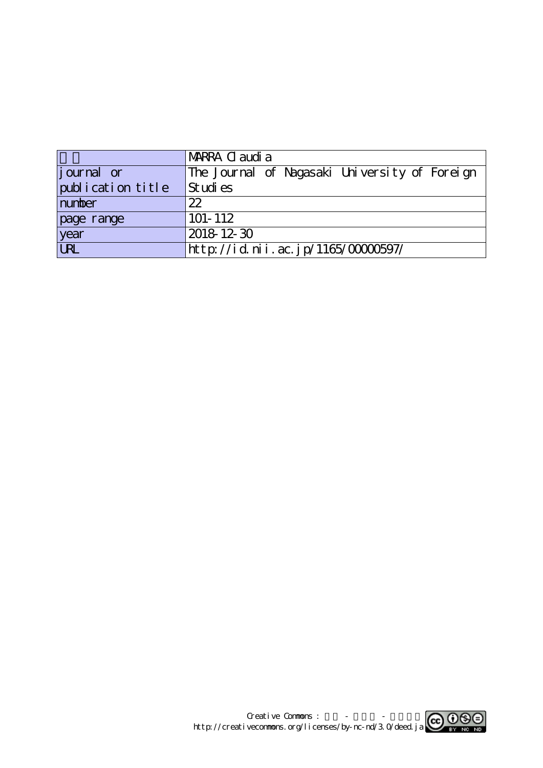| 著者 | MARRA Claudia |
| --- | --- |
| journal or publication title | The Journal of Nagasaki University of Foreign Studies |
| number | 22 |
| page range | 101-112 |
| year | 2018-12-30 |
| URL | http://id.nii.ac.jp/1165/00000597/ |

Creative Commons : 表示 - 非営利 - 改変禁止
http://creativecommons.org/licenses/by-nc-nd/3.0/deed.ja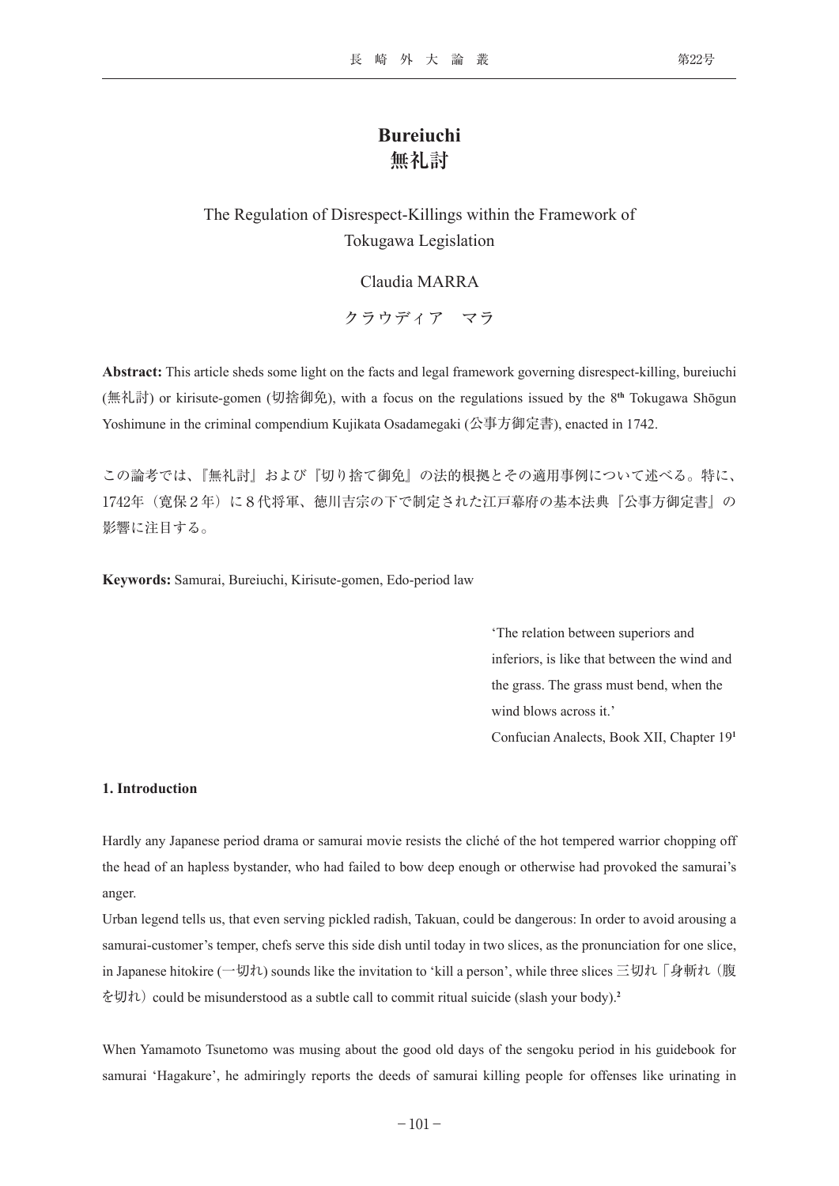# Bureiuchi
# 無礼討

## The Regulation of Disrespect-Killings within the Framework of Tokugawa Legislation

Claudia MARRA

クラウディア　マラ

**Abstract:** This article sheds some light on the facts and legal framework governing disrespect-killing, bureiuchi (無礼討) or kirisute-gomen (切捨御免), with a focus on the regulations issued by the 8th Tokugawa Shōgun Yoshimune in the criminal compendium Kujikata Osadamegaki (公事方御定書), enacted in 1742.

この論考では、『無礼討』および『切り捨て御免』の法的根拠とその適用事例について述べる。特に、1742年（寛保２年）に８代将軍、徳川吉宗の下で制定された江戸幕府の基本法典『公事方御定書』の影響に注目する。

**Keywords:** Samurai, Bureiuchi, Kirisute-gomen, Edo-period law

> 'The relation between superiors and inferiors, is like that between the wind and the grass. The grass must bend, when the wind blows across it.'
>
> Confucian Analects, Book XII, Chapter 19[1]

### 1. Introduction

Hardly any Japanese period drama or samurai movie resists the cliché of the hot tempered warrior chopping off the head of an hapless bystander, who had failed to bow deep enough or otherwise had provoked the samurai's anger.

Urban legend tells us, that even serving pickled radish, Takuan, could be dangerous: In order to avoid arousing a samurai-customer's temper, chefs serve this side dish until today in two slices, as the pronunciation for one slice, in Japanese hitokire (一切れ) sounds like the invitation to 'kill a person', while three slices 三切れ「身斬れ（腹を切れ）could be misunderstood as a subtle call to commit ritual suicide (slash your body).[2]

When Yamamoto Tsunetomo was musing about the good old days of the sengoku period in his guidebook for samurai 'Hagakure', he admiringly reports the deeds of samurai killing people for offenses like urinating in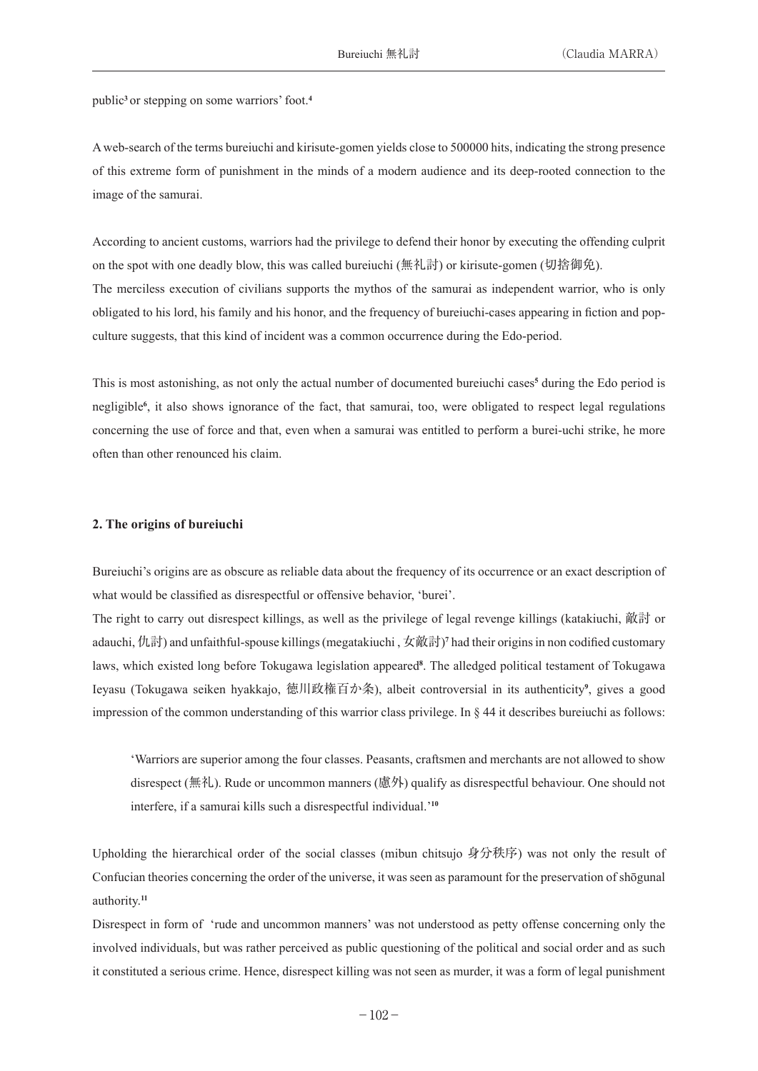public[3] or stepping on some warriors' foot.[4]

A web-search of the terms bureiuchi and kirisute-gomen yields close to 500000 hits, indicating the strong presence of this extreme form of punishment in the minds of a modern audience and its deep-rooted connection to the image of the samurai.

According to ancient customs, warriors had the privilege to defend their honor by executing the offending culprit on the spot with one deadly blow, this was called bureiuchi (無礼討) or kirisute-gomen (切捨御免).

The merciless execution of civilians supports the mythos of the samurai as independent warrior, who is only obligated to his lord, his family and his honor, and the frequency of bureiuchi-cases appearing in fiction and pop-culture suggests, that this kind of incident was a common occurrence during the Edo-period.

This is most astonishing, as not only the actual number of documented bureiuchi cases[5] during the Edo period is negligible[6], it also shows ignorance of the fact, that samurai, too, were obligated to respect legal regulations concerning the use of force and that, even when a samurai was entitled to perform a burei-uchi strike, he more often than other renounced his claim.

## 2. The origins of bureiuchi

Bureiuchi's origins are as obscure as reliable data about the frequency of its occurrence or an exact description of what would be classified as disrespectful or offensive behavior, 'burei'.

The right to carry out disrespect killings, as well as the privilege of legal revenge killings (katakiuchi, 敵討 or adauchi, 仇討) and unfaithful-spouse killings (megatakiuchi , 女敵討)[7] had their origins in non codified customary laws, which existed long before Tokugawa legislation appeared[8]. The alledged political testament of Tokugawa Ieyasu (Tokugawa seiken hyakkajo, 徳川政権百か条), albeit controversial in its authenticity[9], gives a good impression of the common understanding of this warrior class privilege. In § 44 it describes bureiuchi as follows:

> 'Warriors are superior among the four classes. Peasants, craftsmen and merchants are not allowed to show disrespect (無礼). Rude or uncommon manners (慮外) qualify as disrespectful behaviour. One should not interfere, if a samurai kills such a disrespectful individual.'[10]

Upholding the hierarchical order of the social classes (mibun chitsujo 身分秩序) was not only the result of Confucian theories concerning the order of the universe, it was seen as paramount for the preservation of shōgunal authority.[11]

Disrespect in form of 'rude and uncommon manners' was not understood as petty offense concerning only the involved individuals, but was rather perceived as public questioning of the political and social order and as such it constituted a serious crime. Hence, disrespect killing was not seen as murder, it was a form of legal punishment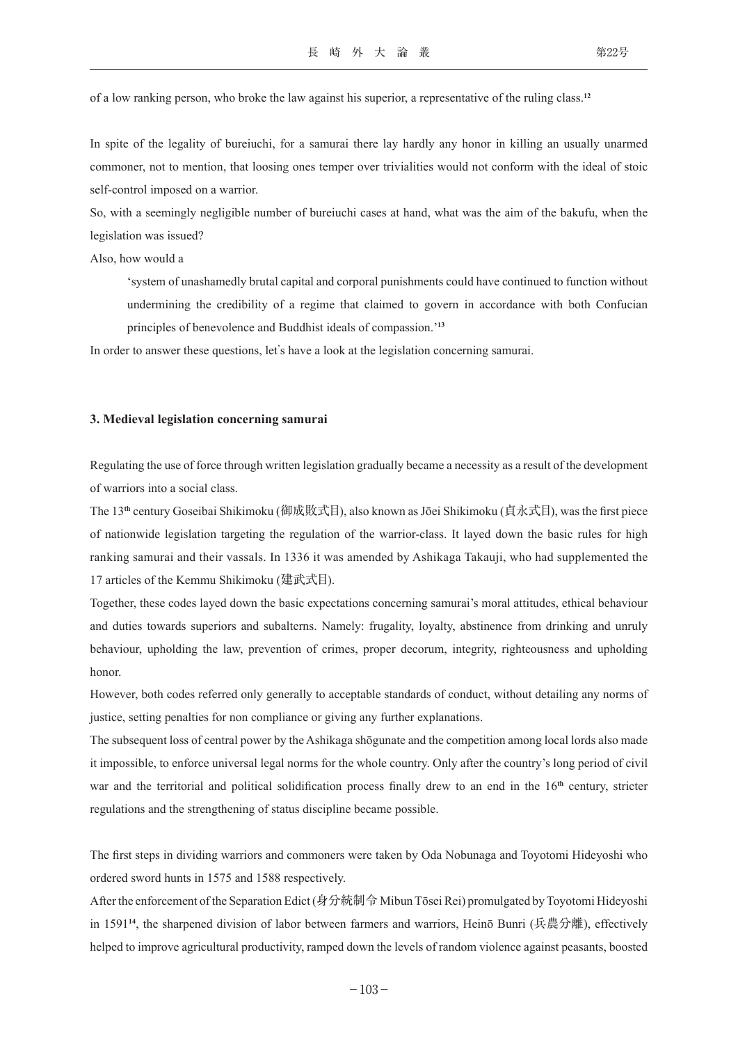of a low ranking person, who broke the law against his superior, a representative of the ruling class.[12]

In spite of the legality of bureiuchi, for a samurai there lay hardly any honor in killing an usually unarmed commoner, not to mention, that loosing ones temper over trivialities would not conform with the ideal of stoic self-control imposed on a warrior.

So, with a seemingly negligible number of bureiuchi cases at hand, what was the aim of the bakufu, when the legislation was issued?

Also, how would a

> 'system of unashamedly brutal capital and corporal punishments could have continued to function without undermining the credibility of a regime that claimed to govern in accordance with both Confucian principles of benevolence and Buddhist ideals of compassion.'[13]

In order to answer these questions, let's have a look at the legislation concerning samurai.

### 3. Medieval legislation concerning samurai

Regulating the use of force through written legislation gradually became a necessity as a result of the development of warriors into a social class.

The 13th century Goseibai Shikimoku (御成敗式目), also known as Jōei Shikimoku (貞永式目), was the first piece of nationwide legislation targeting the regulation of the warrior-class. It layed down the basic rules for high ranking samurai and their vassals. In 1336 it was amended by Ashikaga Takauji, who had supplemented the 17 articles of the Kemmu Shikimoku (建武式目).

Together, these codes layed down the basic expectations concerning samurai's moral attitudes, ethical behaviour and duties towards superiors and subalterns. Namely: frugality, loyalty, abstinence from drinking and unruly behaviour, upholding the law, prevention of crimes, proper decorum, integrity, righteousness and upholding honor.

However, both codes referred only generally to acceptable standards of conduct, without detailing any norms of justice, setting penalties for non compliance or giving any further explanations.

The subsequent loss of central power by the Ashikaga shōgunate and the competition among local lords also made it impossible, to enforce universal legal norms for the whole country. Only after the country's long period of civil war and the territorial and political solidification process finally drew to an end in the 16th century, stricter regulations and the strengthening of status discipline became possible.

The first steps in dividing warriors and commoners were taken by Oda Nobunaga and Toyotomi Hideyoshi who ordered sword hunts in 1575 and 1588 respectively.

After the enforcement of the Separation Edict (身分統制令 Mibun Tōsei Rei) promulgated by Toyotomi Hideyoshi in 1591[14], the sharpened division of labor between farmers and warriors, Heinō Bunri (兵農分離), effectively helped to improve agricultural productivity, ramped down the levels of random violence against peasants, boosted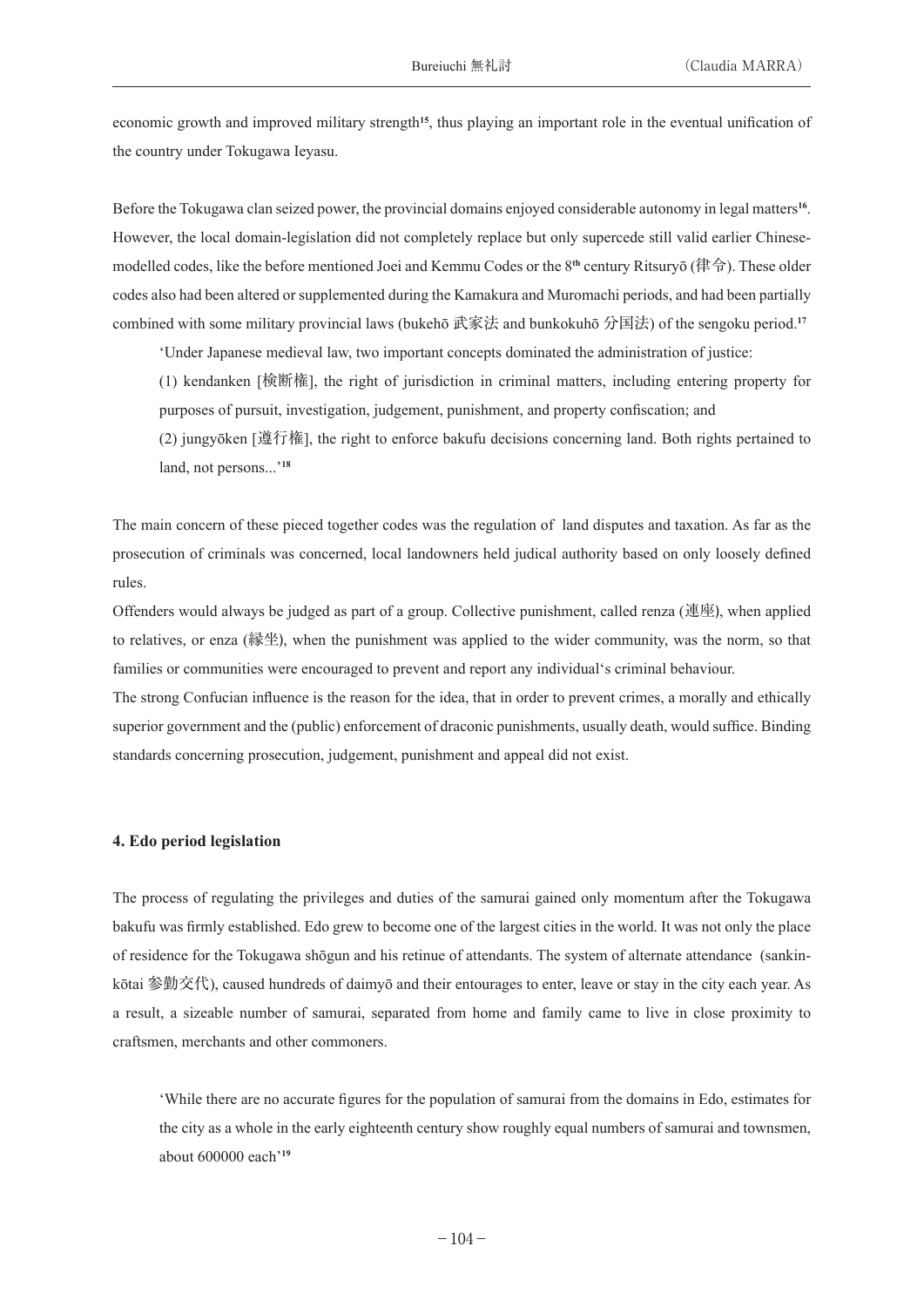economic growth and improved military strength[15], thus playing an important role in the eventual unification of the country under Tokugawa Ieyasu.

Before the Tokugawa clan seized power, the provincial domains enjoyed considerable autonomy in legal matters[16]. However, the local domain-legislation did not completely replace but only supercede still valid earlier Chinese-modelled codes, like the before mentioned Joei and Kemmu Codes or the 8th century Ritsuryō (律令). These older codes also had been altered or supplemented during the Kamakura and Muromachi periods, and had been partially combined with some military provincial laws (bukehō 武家法 and bunkokuhō 分国法) of the sengoku period.[17]

> 'Under Japanese medieval law, two important concepts dominated the administration of justice:
> (1) kendanken [検断権], the right of jurisdiction in criminal matters, including entering property for purposes of pursuit, investigation, judgement, punishment, and property confiscation; and
> (2) jungyōken [遵行権], the right to enforce bakufu decisions concerning land. Both rights pertained to land, not persons...'[18]

The main concern of these pieced together codes was the regulation of land disputes and taxation. As far as the prosecution of criminals was concerned, local landowners held judical authority based on only loosely defined rules.

Offenders would always be judged as part of a group. Collective punishment, called renza (連座), when applied to relatives, or enza (縁坐), when the punishment was applied to the wider community, was the norm, so that families or communities were encouraged to prevent and report any individual's criminal behaviour.

The strong Confucian influence is the reason for the idea, that in order to prevent crimes, a morally and ethically superior government and the (public) enforcement of draconic punishments, usually death, would suffice. Binding standards concerning prosecution, judgement, punishment and appeal did not exist.

#### 4. Edo period legislation

The process of regulating the privileges and duties of the samurai gained only momentum after the Tokugawa bakufu was firmly established. Edo grew to become one of the largest cities in the world. It was not only the place of residence for the Tokugawa shōgun and his retinue of attendants. The system of alternate attendance (sankin-kōtai 参勤交代), caused hundreds of daimyō and their entourages to enter, leave or stay in the city each year. As a result, a sizeable number of samurai, separated from home and family came to live in close proximity to craftsmen, merchants and other commoners.

> 'While there are no accurate figures for the population of samurai from the domains in Edo, estimates for the city as a whole in the early eighteenth century show roughly equal numbers of samurai and townsmen, about 600000 each'[19]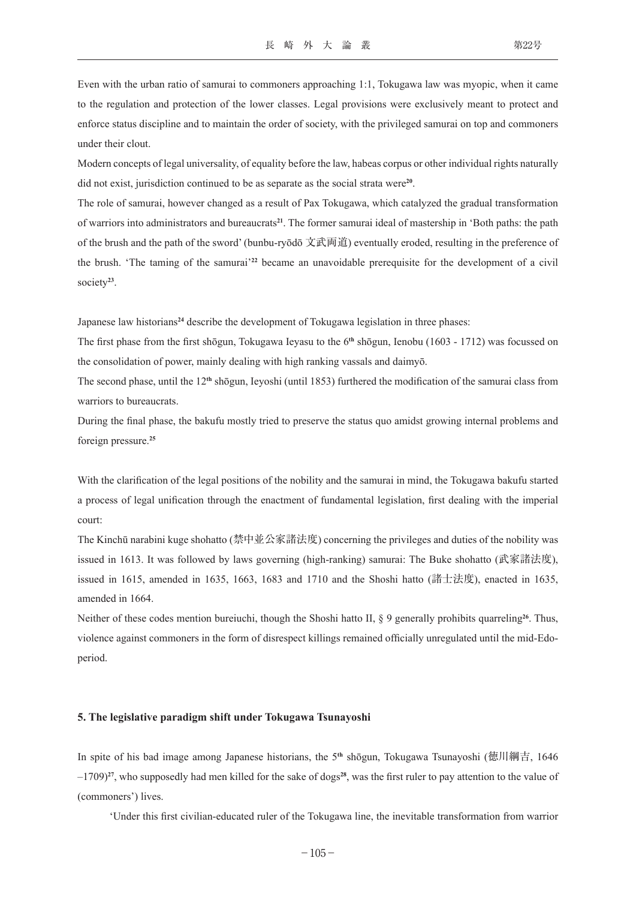Even with the urban ratio of samurai to commoners approaching 1:1, Tokugawa law was myopic, when it came to the regulation and protection of the lower classes. Legal provisions were exclusively meant to protect and enforce status discipline and to maintain the order of society, with the privileged samurai on top and commoners under their clout.

Modern concepts of legal universality, of equality before the law, habeas corpus or other individual rights naturally did not exist, jurisdiction continued to be as separate as the social strata were[20].

The role of samurai, however changed as a result of Pax Tokugawa, which catalyzed the gradual transformation of warriors into administrators and bureaucrats[21]. The former samurai ideal of mastership in 'Both paths: the path of the brush and the path of the sword' (bunbu-ryōdō 文武両道) eventually eroded, resulting in the preference of the brush. 'The taming of the samurai'[22] became an unavoidable prerequisite for the development of a civil society[23].

Japanese law historians[24] describe the development of Tokugawa legislation in three phases:

The first phase from the first shōgun, Tokugawa Ieyasu to the 6th shōgun, Ienobu (1603 - 1712) was focussed on the consolidation of power, mainly dealing with high ranking vassals and daimyō.

The second phase, until the 12th shōgun, Ieyoshi (until 1853) furthered the modification of the samurai class from warriors to bureaucrats.

During the final phase, the bakufu mostly tried to preserve the status quo amidst growing internal problems and foreign pressure.[25]

With the clarification of the legal positions of the nobility and the samurai in mind, the Tokugawa bakufu started a process of legal unification through the enactment of fundamental legislation, first dealing with the imperial court:

The Kinchū narabini kuge shohatto (禁中並公家諸法度) concerning the privileges and duties of the nobility was issued in 1613. It was followed by laws governing (high-ranking) samurai: The Buke shohatto (武家諸法度), issued in 1615, amended in 1635, 1663, 1683 and 1710 and the Shoshi hatto (諸士法度), enacted in 1635, amended in 1664.

Neither of these codes mention bureiuchi, though the Shoshi hatto II, § 9 generally prohibits quarreling[26]. Thus, violence against commoners in the form of disrespect killings remained officially unregulated until the mid-Edo-period.

## 5. The legislative paradigm shift under Tokugawa Tsunayoshi

In spite of his bad image among Japanese historians, the 5th shōgun, Tokugawa Tsunayoshi (徳川綱吉, 1646 –1709)[27], who supposedly had men killed for the sake of dogs[28], was the first ruler to pay attention to the value of (commoners') lives.

'Under this first civilian-educated ruler of the Tokugawa line, the inevitable transformation from warrior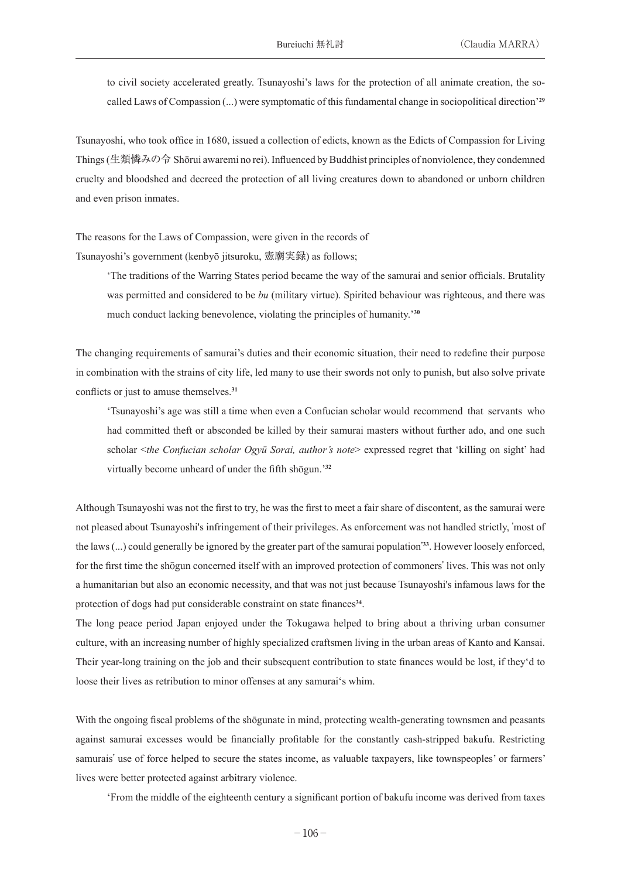> to civil society accelerated greatly. Tsunayoshi's laws for the protection of all animate creation, the so-called Laws of Compassion (...) were symptomatic of this fundamental change in sociopolitical direction'[29]

Tsunayoshi, who took office in 1680, issued a collection of edicts, known as the Edicts of Compassion for Living Things (生類憐みの令 Shōrui awaremi no rei). Influenced by Buddhist principles of nonviolence, they condemned cruelty and bloodshed and decreed the protection of all living creatures down to abandoned or unborn children and even prison inmates.

The reasons for the Laws of Compassion, were given in the records of Tsunayoshi's government (kenbyō jitsuroku, 憲廟実録) as follows;

> 'The traditions of the Warring States period became the way of the samurai and senior officials. Brutality was permitted and considered to be *bu* (military virtue). Spirited behaviour was righteous, and there was much conduct lacking benevolence, violating the principles of humanity.'[30]

The changing requirements of samurai's duties and their economic situation, their need to redefine their purpose in combination with the strains of city life, led many to use their swords not only to punish, but also solve private conflicts or just to amuse themselves.[31]

> 'Tsunayoshi's age was still a time when even a Confucian scholar would recommend that servants who had committed theft or absconded be killed by their samurai masters without further ado, and one such scholar <*the Confucian scholar Ogyū Sorai, author's note*> expressed regret that 'killing on sight' had virtually become unheard of under the fifth shōgun.'[32]

Although Tsunayoshi was not the first to try, he was the first to meet a fair share of discontent, as the samurai were not pleased about Tsunayoshi's infringement of their privileges. As enforcement was not handled strictly, 'most of the laws (...) could generally be ignored by the greater part of the samurai population'[33]. However loosely enforced, for the first time the shōgun concerned itself with an improved protection of commoners' lives. This was not only a humanitarian but also an economic necessity, and that was not just because Tsunayoshi's infamous laws for the protection of dogs had put considerable constraint on state finances[34].

The long peace period Japan enjoyed under the Tokugawa helped to bring about a thriving urban consumer culture, with an increasing number of highly specialized craftsmen living in the urban areas of Kanto and Kansai. Their year-long training on the job and their subsequent contribution to state finances would be lost, if they'd to loose their lives as retribution to minor offenses at any samurai's whim.

With the ongoing fiscal problems of the shōgunate in mind, protecting wealth-generating townsmen and peasants against samurai excesses would be financially profitable for the constantly cash-stripped bakufu. Restricting samurais' use of force helped to secure the states income, as valuable taxpayers, like townspeoples' or farmers' lives were better protected against arbitrary violence.

> 'From the middle of the eighteenth century a significant portion of bakufu income was derived from taxes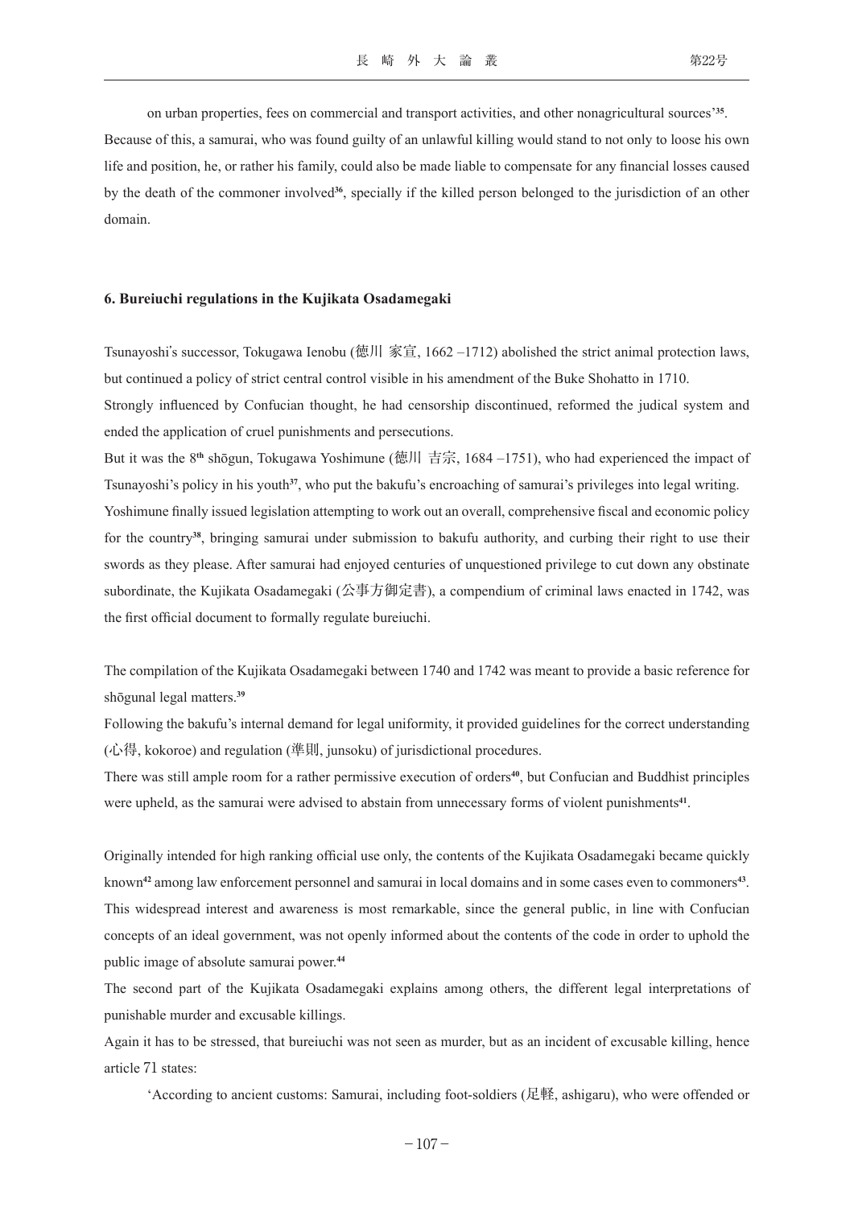on urban properties, fees on commercial and transport activities, and other nonagricultural sources'[35]. Because of this, a samurai, who was found guilty of an unlawful killing would stand to not only to loose his own life and position, he, or rather his family, could also be made liable to compensate for any financial losses caused by the death of the commoner involved[36], specially if the killed person belonged to the jurisdiction of an other domain.

### 6. Bureiuchi regulations in the Kujikata Osadamegaki

Tsunayoshi's successor, Tokugawa Ienobu (徳川 家宣, 1662 –1712) abolished the strict animal protection laws, but continued a policy of strict central control visible in his amendment of the Buke Shohatto in 1710.

Strongly influenced by Confucian thought, he had censorship discontinued, reformed the judical system and ended the application of cruel punishments and persecutions.

But it was the 8th shōgun, Tokugawa Yoshimune (徳川 吉宗, 1684 –1751), who had experienced the impact of Tsunayoshi's policy in his youth[37], who put the bakufu's encroaching of samurai's privileges into legal writing.

Yoshimune finally issued legislation attempting to work out an overall, comprehensive fiscal and economic policy for the country[38], bringing samurai under submission to bakufu authority, and curbing their right to use their swords as they please. After samurai had enjoyed centuries of unquestioned privilege to cut down any obstinate subordinate, the Kujikata Osadamegaki (公事方御定書), a compendium of criminal laws enacted in 1742, was the first official document to formally regulate bureiuchi.

The compilation of the Kujikata Osadamegaki between 1740 and 1742 was meant to provide a basic reference for shōgunal legal matters.[39]

Following the bakufu's internal demand for legal uniformity, it provided guidelines for the correct understanding (心得, kokoroe) and regulation (準則, junsoku) of jurisdictional procedures.

There was still ample room for a rather permissive execution of orders[40], but Confucian and Buddhist principles were upheld, as the samurai were advised to abstain from unnecessary forms of violent punishments[41].

Originally intended for high ranking official use only, the contents of the Kujikata Osadamegaki became quickly known[42] among law enforcement personnel and samurai in local domains and in some cases even to commoners[43]. This widespread interest and awareness is most remarkable, since the general public, in line with Confucian concepts of an ideal government, was not openly informed about the contents of the code in order to uphold the public image of absolute samurai power.[44]

The second part of the Kujikata Osadamegaki explains among others, the different legal interpretations of punishable murder and excusable killings.

Again it has to be stressed, that bureiuchi was not seen as murder, but as an incident of excusable killing, hence article 71 states:

'According to ancient customs: Samurai, including foot-soldiers (足軽, ashigaru), who were offended or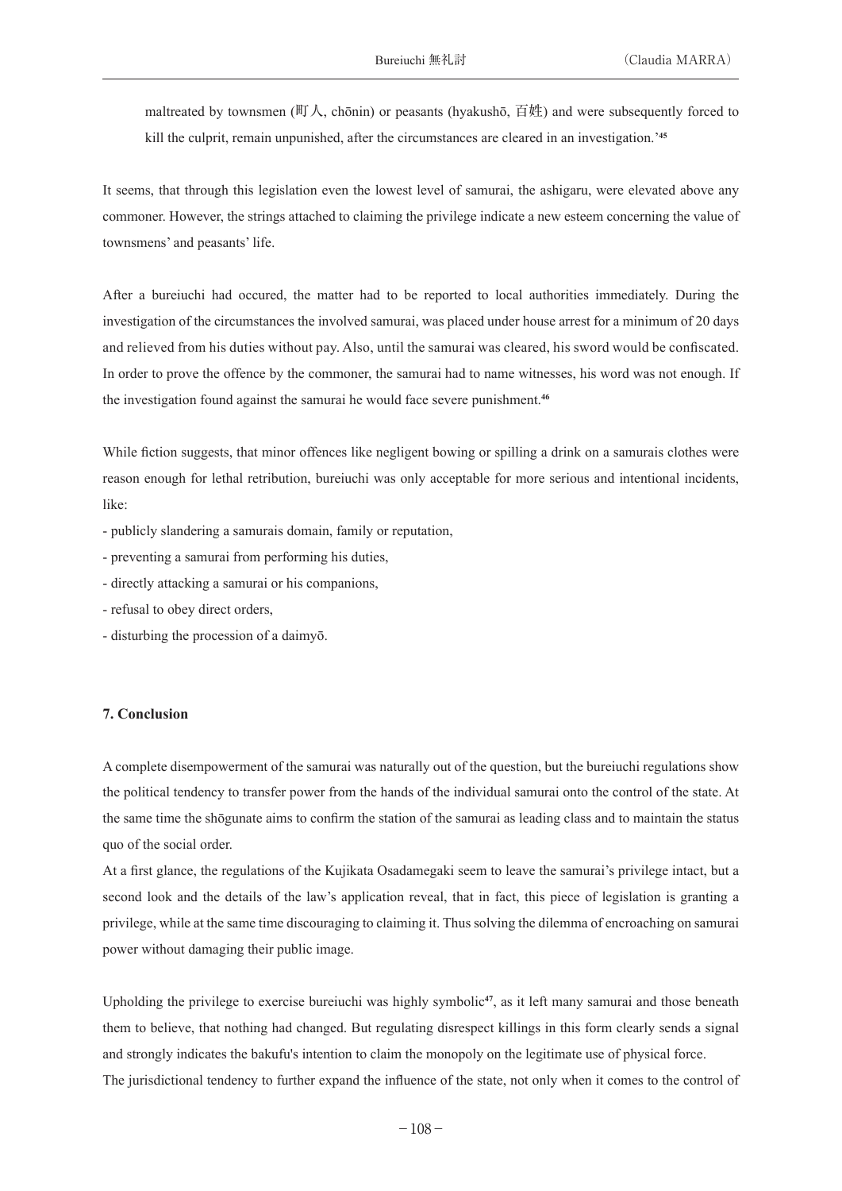maltreated by townsmen (町人, chōnin) or peasants (hyakushō, 百姓) and were subsequently forced to kill the culprit, remain unpunished, after the circumstances are cleared in an investigation.'[45]

It seems, that through this legislation even the lowest level of samurai, the ashigaru, were elevated above any commoner. However, the strings attached to claiming the privilege indicate a new esteem concerning the value of townsmens' and peasants' life.

After a bureiuchi had occured, the matter had to be reported to local authorities immediately. During the investigation of the circumstances the involved samurai, was placed under house arrest for a minimum of 20 days and relieved from his duties without pay. Also, until the samurai was cleared, his sword would be confiscated. In order to prove the offence by the commoner, the samurai had to name witnesses, his word was not enough. If the investigation found against the samurai he would face severe punishment.[46]

While fiction suggests, that minor offences like negligent bowing or spilling a drink on a samurais clothes were reason enough for lethal retribution, bureiuchi was only acceptable for more serious and intentional incidents, like:

- publicly slandering a samurais domain, family or reputation,
- preventing a samurai from performing his duties,
- directly attacking a samurai or his companions,
- refusal to obey direct orders,
- disturbing the procession of a daimyō.

### 7. Conclusion

A complete disempowerment of the samurai was naturally out of the question, but the bureiuchi regulations show the political tendency to transfer power from the hands of the individual samurai onto the control of the state. At the same time the shōgunate aims to confirm the station of the samurai as leading class and to maintain the status quo of the social order.

At a first glance, the regulations of the Kujikata Osadamegaki seem to leave the samurai's privilege intact, but a second look and the details of the law's application reveal, that in fact, this piece of legislation is granting a privilege, while at the same time discouraging to claiming it. Thus solving the dilemma of encroaching on samurai power without damaging their public image.

Upholding the privilege to exercise bureiuchi was highly symbolic[47], as it left many samurai and those beneath them to believe, that nothing had changed. But regulating disrespect killings in this form clearly sends a signal and strongly indicates the bakufu's intention to claim the monopoly on the legitimate use of physical force.

The jurisdictional tendency to further expand the influence of the state, not only when it comes to the control of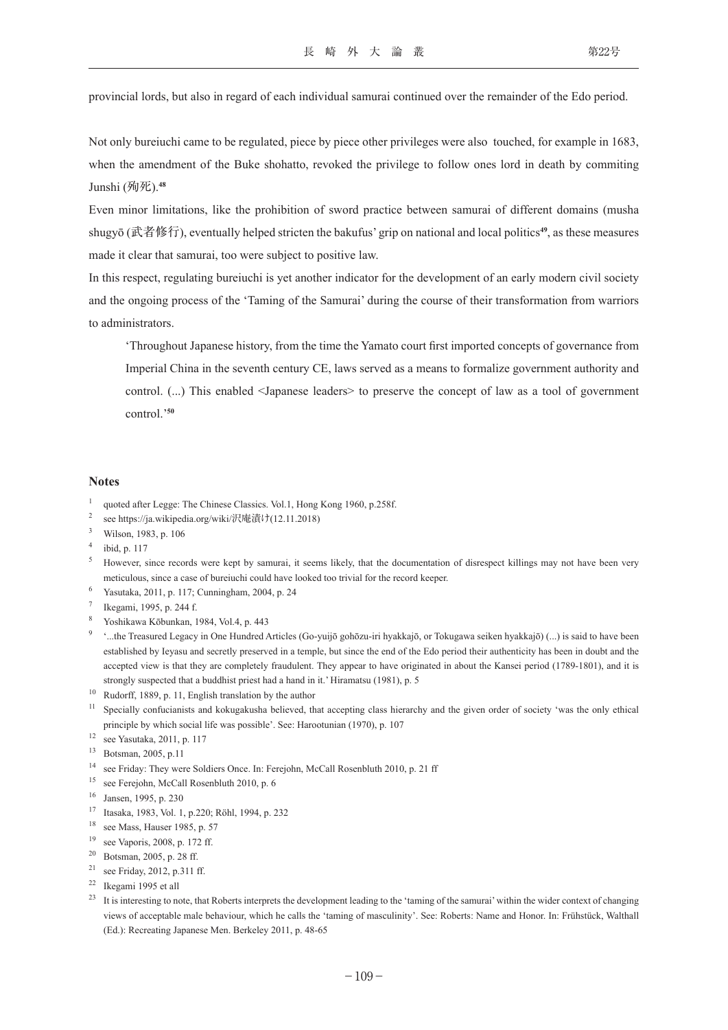provincial lords, but also in regard of each individual samurai continued over the remainder of the Edo period.

Not only bureiuchi came to be regulated, piece by piece other privileges were also touched, for example in 1683, when the amendment of the Buke shohatto, revoked the privilege to follow ones lord in death by commiting Junshi (殉死).[48]

Even minor limitations, like the prohibition of sword practice between samurai of different domains (musha shugyō (武者修行), eventually helped stricten the bakufus' grip on national and local politics[49], as these measures made it clear that samurai, too were subject to positive law.

In this respect, regulating bureiuchi is yet another indicator for the development of an early modern civil society and the ongoing process of the 'Taming of the Samurai' during the course of their transformation from warriors to administrators.

> 'Throughout Japanese history, from the time the Yamato court first imported concepts of governance from Imperial China in the seventh century CE, laws served as a means to formalize government authority and control. (...) This enabled <Japanese leaders> to preserve the concept of law as a tool of government control.'[50]

## Notes

1. quoted after Legge: The Chinese Classics. Vol.1, Hong Kong 1960, p.258f.
2. see https://ja.wikipedia.org/wiki/沢庵漬け(12.11.2018)
3. Wilson, 1983, p. 106
4. ibid, p. 117
5. However, since records were kept by samurai, it seems likely, that the documentation of disrespect killings may not have been very meticulous, since a case of bureiuchi could have looked too trivial for the record keeper.
6. Yasutaka, 2011, p. 117; Cunningham, 2004, p. 24
7. Ikegami, 1995, p. 244 f.
8. Yoshikawa Kōbunkan, 1984, Vol.4, p. 443
9. '...the Treasured Legacy in One Hundred Articles (Go-yuijō gohōzu-iri hyakkajō, or Tokugawa seiken hyakkajō) (...) is said to have been established by Ieyasu and secretly preserved in a temple, but since the end of the Edo period their authenticity has been in doubt and the accepted view is that they are completely fraudulent. They appear to have originated in about the Kansei period (1789-1801), and it is strongly suspected that a buddhist priest had a hand in it.' Hiramatsu (1981), p. 5
10. Rudorff, 1889, p. 11, English translation by the author
11. Specially confucianists and kokugakusha believed, that accepting class hierarchy and the given order of society 'was the only ethical principle by which social life was possible'. See: Harootunian (1970), p. 107
12. see Yasutaka, 2011, p. 117
13. Botsman, 2005, p.11
14. see Friday: They were Soldiers Once. In: Ferejohn, McCall Rosenbluth 2010, p. 21 ff
15. see Ferejohn, McCall Rosenbluth 2010, p. 6
16. Jansen, 1995, p. 230
17. Itasaka, 1983, Vol. 1, p.220; Röhl, 1994, p. 232
18. see Mass, Hauser 1985, p. 57
19. see Vaporis, 2008, p. 172 ff.
20. Botsman, 2005, p. 28 ff.
21. see Friday, 2012, p.311 ff.
22. Ikegami 1995 et all
23. It is interesting to note, that Roberts interprets the development leading to the 'taming of the samurai' within the wider context of changing views of acceptable male behaviour, which he calls the 'taming of masculinity'. See: Roberts: Name and Honor. In: Frühstück, Walthall (Ed.): Recreating Japanese Men. Berkeley 2011, p. 48-65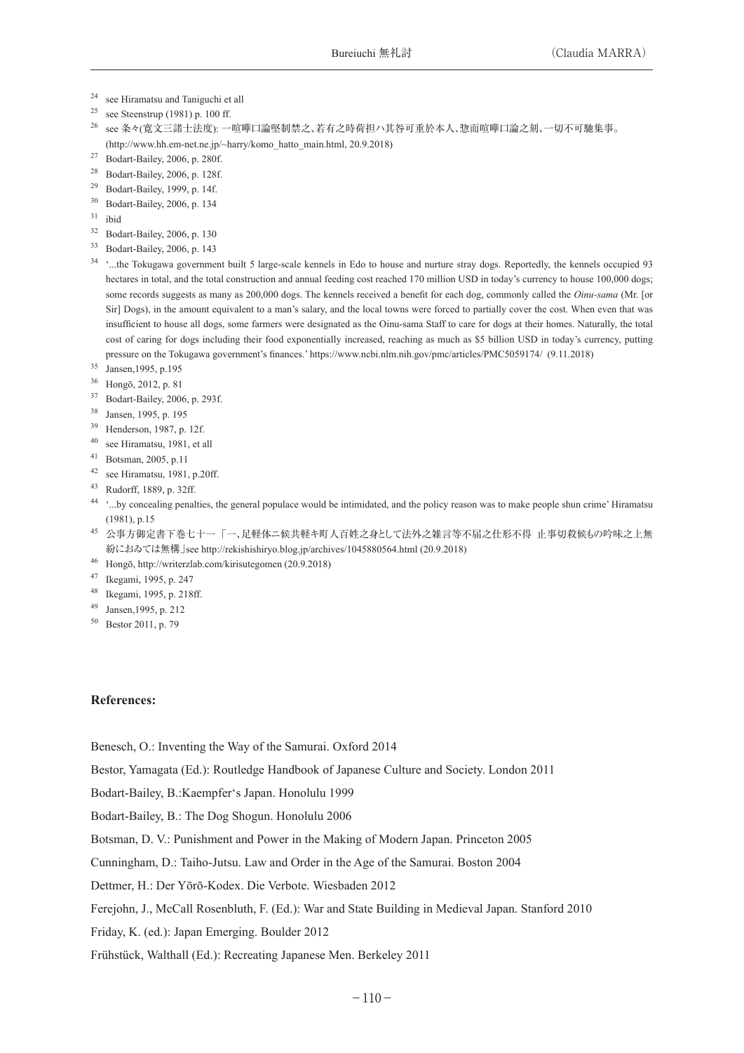[24] see Hiramatsu and Taniguchi et all

[25] see Steenstrup (1981) p. 100 ff.

[26] see 条々(寛文三諸士法度): 一喧嘩口論堅制禁之、若有之時荷担ハ其咎可重於本人、惣而喧嘩口論之刻、一切不可馳集事。(http://www.hh.em-net.ne.jp/~harry/komo_hatto_main.html, 20.9.2018)

[27] Bodart-Bailey, 2006, p. 280f.

[28] Bodart-Bailey, 2006, p. 128f.

[29] Bodart-Bailey, 1999, p. 14f.

[30] Bodart-Bailey, 2006, p. 134

[31] ibid

[32] Bodart-Bailey, 2006, p. 130

[33] Bodart-Bailey, 2006, p. 143

[34] '...the Tokugawa government built 5 large-scale kennels in Edo to house and nurture stray dogs. Reportedly, the kennels occupied 93 hectares in total, and the total construction and annual feeding cost reached 170 million USD in today's currency to house 100,000 dogs; some records suggests as many as 200,000 dogs. The kennels received a benefit for each dog, commonly called the *Oinu-sama* (Mr. [or Sir] Dogs), in the amount equivalent to a man's salary, and the local towns were forced to partially cover the cost. When even that was insufficient to house all dogs, some farmers were designated as the Oinu-sama Staff to care for dogs at their homes. Naturally, the total cost of caring for dogs including their food exponentially increased, reaching as much as $5 billion USD in today's currency, putting pressure on the Tokugawa government's finances.' https://www.ncbi.nlm.nih.gov/pmc/articles/PMC5059174/ (9.11.2018)

[35] Jansen,1995, p.195

[36] Hongō, 2012, p. 81

[37] Bodart-Bailey, 2006, p. 293f.

[38] Jansen, 1995, p. 195

[39] Henderson, 1987, p. 12f.

[40] see Hiramatsu, 1981, et all

[41] Botsman, 2005, p.11

[42] see Hiramatsu, 1981, p.20ff.

[43] Rudorff, 1889, p. 32ff.

[44] '...by concealing penalties, the general populace would be intimidated, and the policy reason was to make people shun crime' Hiramatsu (1981), p.15

[45] 公事方御定書下巻七十一「一、足軽体ニ候共軽キ町人百姓之身として法外之雑言等不届之仕形不得 止事切殺候もの吟味之上無紛におゐては無構」see http://rekishishiryo.blog.jp/archives/1045880564.html (20.9.2018)

[46] Hongō, http://writerzlab.com/kirisutegomen (20.9.2018)

[47] Ikegami, 1995, p. 247

[48] Ikegami, 1995, p. 218ff.

[49] Jansen,1995, p. 212

[50] Bestor 2011, p. 79

**References:**

Benesch, O.: Inventing the Way of the Samurai. Oxford 2014

Bestor, Yamagata (Ed.): Routledge Handbook of Japanese Culture and Society. London 2011

Bodart-Bailey, B.:Kaempfer's Japan. Honolulu 1999

Bodart-Bailey, B.: The Dog Shogun. Honolulu 2006

Botsman, D. V.: Punishment and Power in the Making of Modern Japan. Princeton 2005

Cunningham, D.: Taiho-Jutsu. Law and Order in the Age of the Samurai. Boston 2004

Dettmer, H.: Der Yōrō-Kodex. Die Verbote. Wiesbaden 2012

Ferejohn, J., McCall Rosenbluth, F. (Ed.): War and State Building in Medieval Japan. Stanford 2010

Friday, K. (ed.): Japan Emerging. Boulder 2012

Frühstück, Walthall (Ed.): Recreating Japanese Men. Berkeley 2011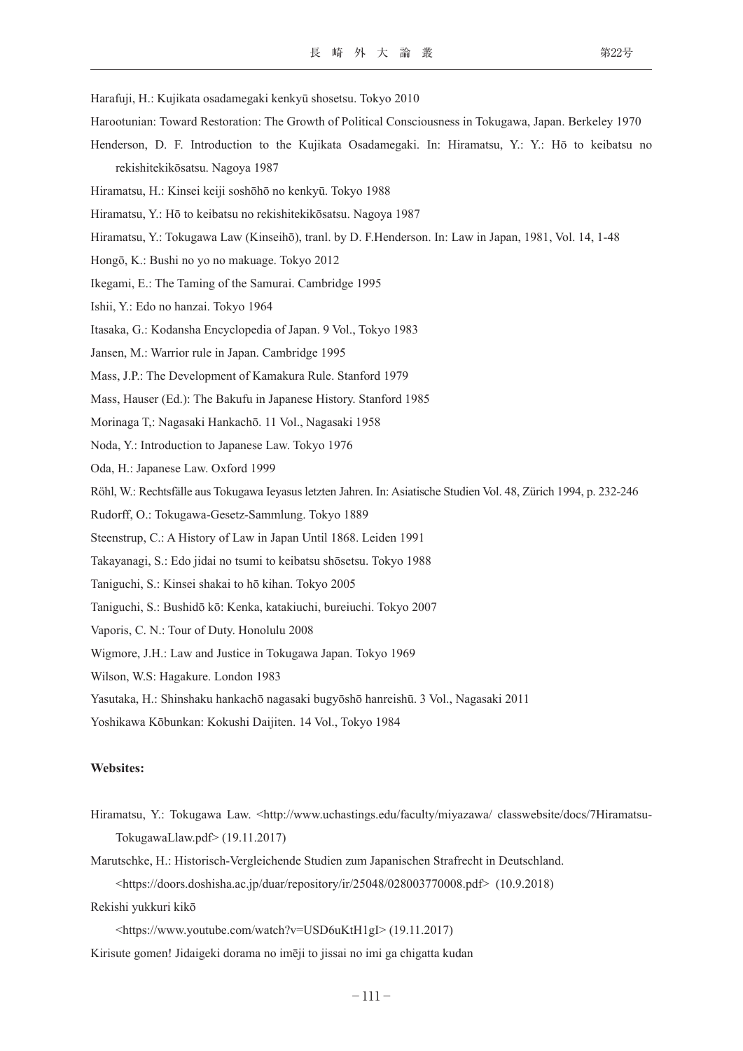Harafuji, H.: Kujikata osadamegaki kenkyū shosetsu. Tokyo 2010

Harootunian: Toward Restoration: The Growth of Political Consciousness in Tokugawa, Japan. Berkeley 1970

Henderson, D. F. Introduction to the Kujikata Osadamegaki. In: Hiramatsu, Y.: Y.: Hō to keibatsu no rekishitekikōsatsu. Nagoya 1987

Hiramatsu, H.: Kinsei keiji soshōhō no kenkyū. Tokyo 1988

Hiramatsu, Y.: Hō to keibatsu no rekishitekikōsatsu. Nagoya 1987

Hiramatsu, Y.: Tokugawa Law (Kinseihō), tranl. by D. F.Henderson. In: Law in Japan, 1981, Vol. 14, 1-48

Hongō, K.: Bushi no yo no makuage. Tokyo 2012

Ikegami, E.: The Taming of the Samurai. Cambridge 1995

Ishii, Y.: Edo no hanzai. Tokyo 1964

Itasaka, G.: Kodansha Encyclopedia of Japan. 9 Vol., Tokyo 1983

Jansen, M.: Warrior rule in Japan. Cambridge 1995

Mass, J.P.: The Development of Kamakura Rule. Stanford 1979

Mass, Hauser (Ed.): The Bakufu in Japanese History. Stanford 1985

Morinaga T,: Nagasaki Hankachō. 11 Vol., Nagasaki 1958

Noda, Y.: Introduction to Japanese Law. Tokyo 1976

Oda, H.: Japanese Law. Oxford 1999

Röhl, W.: Rechtsfälle aus Tokugawa Ieyasus letzten Jahren. In: Asiatische Studien Vol. 48, Zürich 1994, p. 232-246

Rudorff, O.: Tokugawa-Gesetz-Sammlung. Tokyo 1889

Steenstrup, C.: A History of Law in Japan Until 1868. Leiden 1991

Takayanagi, S.: Edo jidai no tsumi to keibatsu shōsetsu. Tokyo 1988

Taniguchi, S.: Kinsei shakai to hō kihan. Tokyo 2005

Taniguchi, S.: Bushidō kō: Kenka, katakiuchi, bureiuchi. Tokyo 2007

Vaporis, C. N.: Tour of Duty. Honolulu 2008

Wigmore, J.H.: Law and Justice in Tokugawa Japan. Tokyo 1969

Wilson, W.S: Hagakure. London 1983

Yasutaka, H.: Shinshaku hankachō nagasaki bugyōshō hanreishū. 3 Vol., Nagasaki 2011

Yoshikawa Kōbunkan: Kokushi Daijiten. 14 Vol., Tokyo 1984

**Websites:**

Hiramatsu, Y.: Tokugawa Law. <http://www.uchastings.edu/faculty/miyazawa/ classwebsite/docs/7Hiramatsu-TokugawaLlaw.pdf> (19.11.2017)

Marutschke, H.: Historisch-Vergleichende Studien zum Japanischen Strafrecht in Deutschland. <https://doors.doshisha.ac.jp/duar/repository/ir/25048/028003770008.pdf> (10.9.2018)

Rekishi yukkuri kikō <https://www.youtube.com/watch?v=USD6uKtH1gI> (19.11.2017)

Kirisute gomen! Jidaigeki dorama no imēji to jissai no imi ga chigatta kudan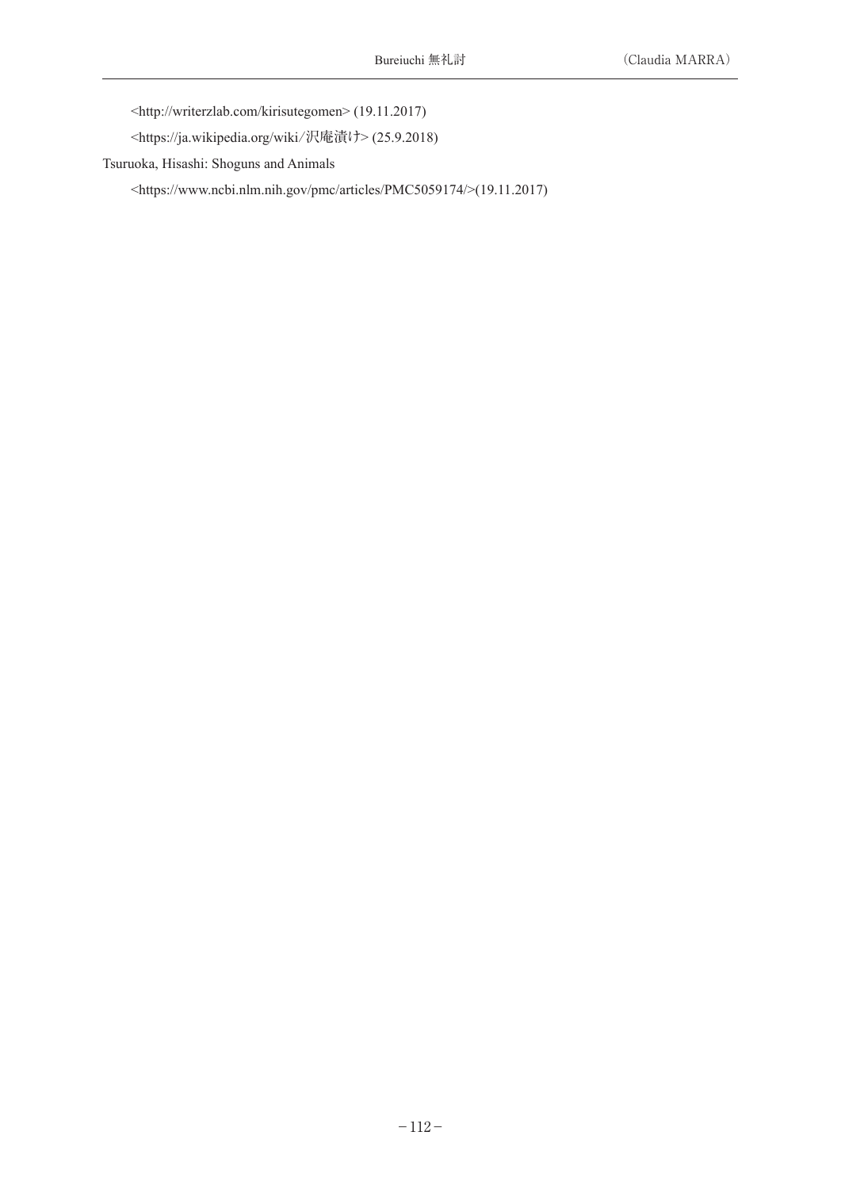<http://writerzlab.com/kirisutegomen> (19.11.2017)

<https://ja.wikipedia.org/wiki/沢庵漬け> (25.9.2018)

Tsuruoka, Hisashi: Shoguns and Animals

<https://www.ncbi.nlm.nih.gov/pmc/articles/PMC5059174/>(19.11.2017)